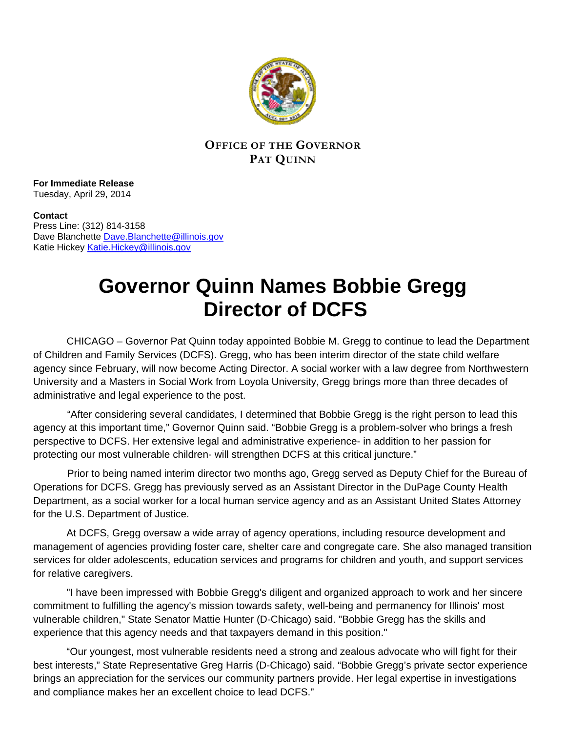**OFFICE OF THE GOVERNOR**
**PAT QUINN**

**For Immediate Release**
Tuesday, April 29, 2014

**Contact**
Press Line: (312) 814-3158
Dave Blanchette Dave.Blanchette@illinois.gov
Katie Hickey Katie.Hickey@illinois.gov

# Governor Quinn Names Bobbie Gregg Director of DCFS

CHICAGO – Governor Pat Quinn today appointed Bobbie M. Gregg to continue to lead the Department of Children and Family Services (DCFS). Gregg, who has been interim director of the state child welfare agency since February, will now become Acting Director. A social worker with a law degree from Northwestern University and a Masters in Social Work from Loyola University, Gregg brings more than three decades of administrative and legal experience to the post.

"After considering several candidates, I determined that Bobbie Gregg is the right person to lead this agency at this important time," Governor Quinn said. "Bobbie Gregg is a problem-solver who brings a fresh perspective to DCFS. Her extensive legal and administrative experience- in addition to her passion for protecting our most vulnerable children- will strengthen DCFS at this critical juncture."

Prior to being named interim director two months ago, Gregg served as Deputy Chief for the Bureau of Operations for DCFS. Gregg has previously served as an Assistant Director in the DuPage County Health Department, as a social worker for a local human service agency and as an Assistant United States Attorney for the U.S. Department of Justice.

At DCFS, Gregg oversaw a wide array of agency operations, including resource development and management of agencies providing foster care, shelter care and congregate care. She also managed transition services for older adolescents, education services and programs for children and youth, and support services for relative caregivers.

"I have been impressed with Bobbie Gregg's diligent and organized approach to work and her sincere commitment to fulfilling the agency's mission towards safety, well-being and permanency for Illinois' most vulnerable children," State Senator Mattie Hunter (D-Chicago) said. "Bobbie Gregg has the skills and experience that this agency needs and that taxpayers demand in this position."

"Our youngest, most vulnerable residents need a strong and zealous advocate who will fight for their best interests," State Representative Greg Harris (D-Chicago) said. "Bobbie Gregg's private sector experience brings an appreciation for the services our community partners provide. Her legal expertise in investigations and compliance makes her an excellent choice to lead DCFS."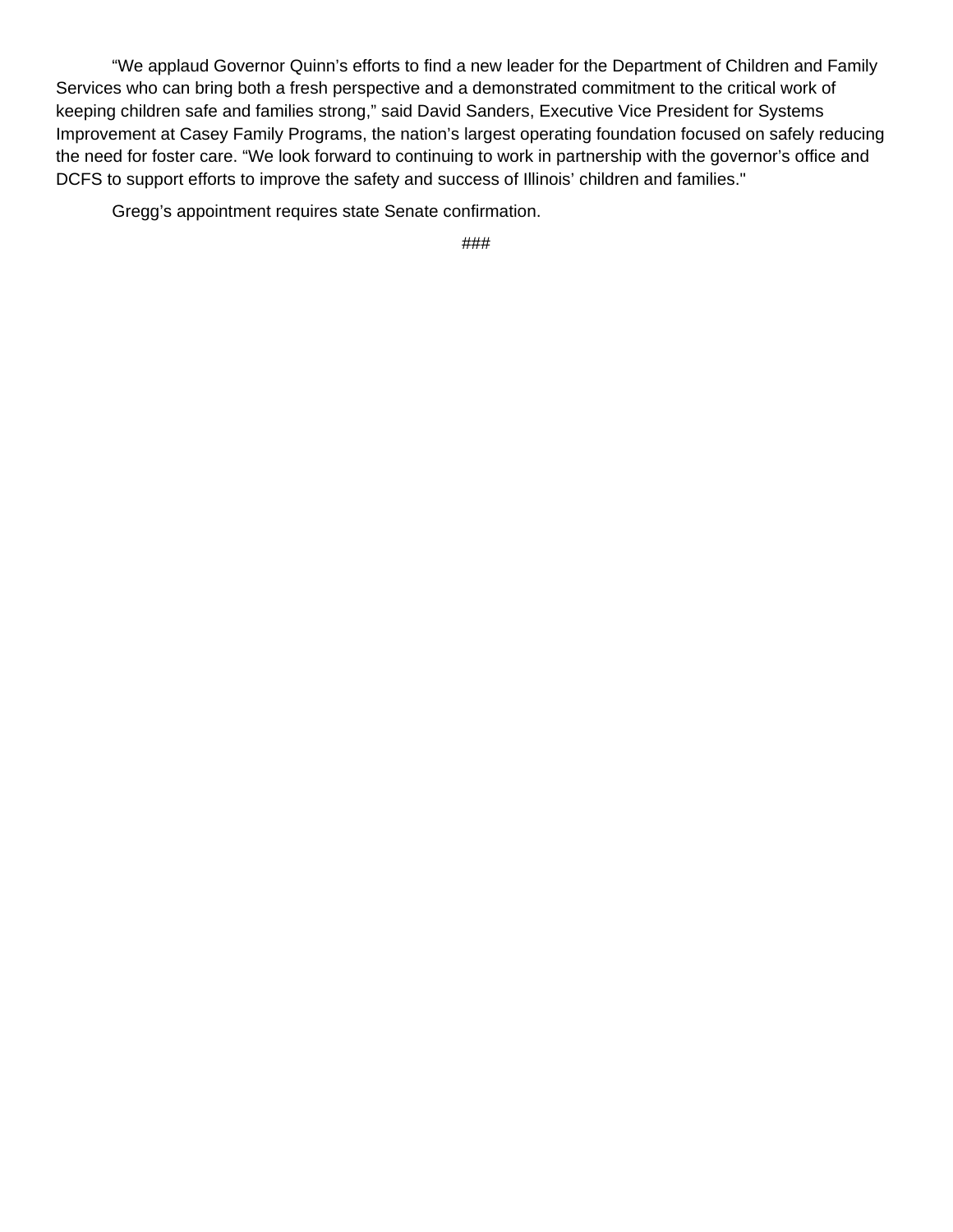"We applaud Governor Quinn's efforts to find a new leader for the Department of Children and Family Services who can bring both a fresh perspective and a demonstrated commitment to the critical work of keeping children safe and families strong," said David Sanders, Executive Vice President for Systems Improvement at Casey Family Programs, the nation's largest operating foundation focused on safely reducing the need for foster care. "We look forward to continuing to work in partnership with the governor's office and DCFS to support efforts to improve the safety and success of Illinois' children and families."

Gregg's appointment requires state Senate confirmation.

###